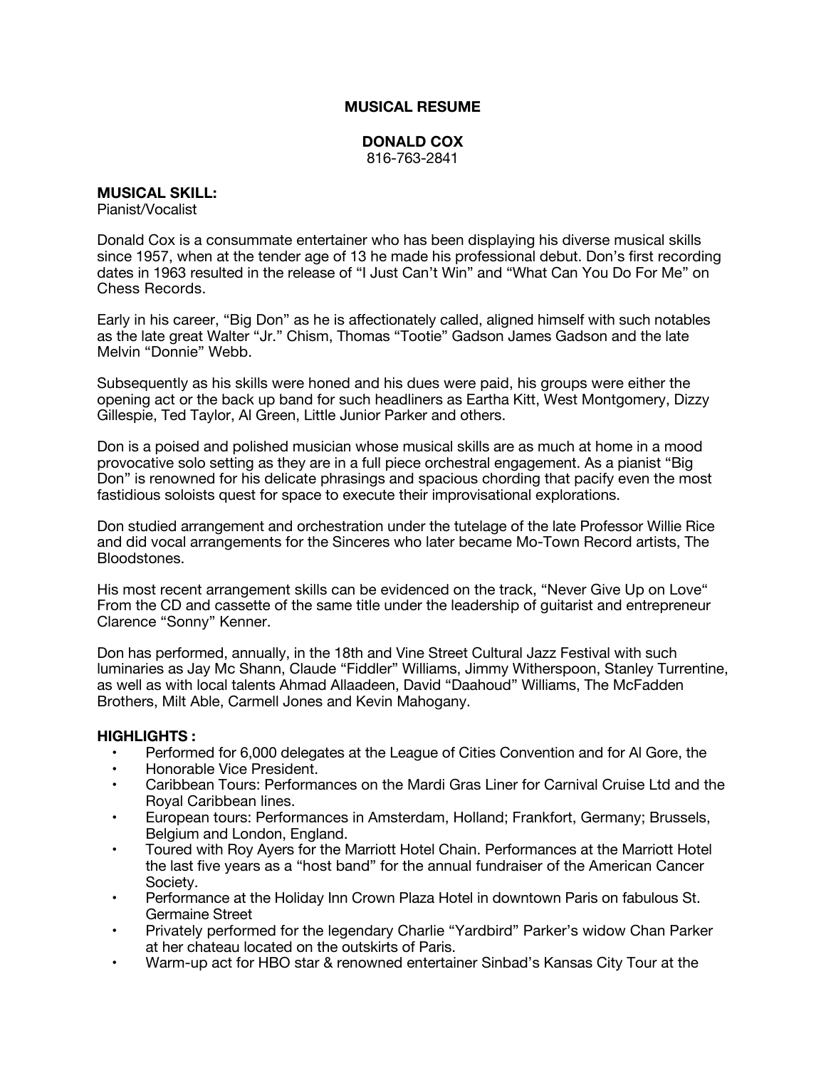# MUSICAL RESUME

## DONALD COX

816-763-2841

**MUSICAL SKILL:**
Pianist/Vocalist

Donald Cox is a consummate entertainer who has been displaying his diverse musical skills since 1957, when at the tender age of 13 he made his professional debut. Don's first recording dates in 1963 resulted in the release of "I Just Can't Win" and "What Can You Do For Me" on Chess Records.

Early in his career, "Big Don" as he is affectionately called, aligned himself with such notables as the late great Walter "Jr." Chism, Thomas "Tootie" Gadson James Gadson and the late Melvin "Donnie" Webb.

Subsequently as his skills were honed and his dues were paid, his groups were either the opening act or the back up band for such headliners as Eartha Kitt, West Montgomery, Dizzy Gillespie, Ted Taylor, Al Green, Little Junior Parker and others.

Don is a poised and polished musician whose musical skills are as much at home in a mood provocative solo setting as they are in a full piece orchestral engagement. As a pianist "Big Don" is renowned for his delicate phrasings and spacious chording that pacify even the most fastidious soloists quest for space to execute their improvisational explorations.

Don studied arrangement and orchestration under the tutelage of the late Professor Willie Rice and did vocal arrangements for the Sinceres who later became Mo-Town Record artists, The Bloodstones.

His most recent arrangement skills can be evidenced on the track, "Never Give Up on Love" From the CD and cassette of the same title under the leadership of guitarist and entrepreneur Clarence "Sonny" Kenner.

Don has performed, annually, in the 18th and Vine Street Cultural Jazz Festival with such luminaries as Jay Mc Shann, Claude "Fiddler" Williams, Jimmy Witherspoon, Stanley Turrentine, as well as with local talents Ahmad Allaadeen, David "Daahoud" Williams, The McFadden Brothers, Milt Able, Carmell Jones and Kevin Mahogany.

**HIGHLIGHTS :**

- Performed for 6,000 delegates at the League of Cities Convention and for Al Gore, the
- Honorable Vice President.
- Caribbean Tours: Performances on the Mardi Gras Liner for Carnival Cruise Ltd and the Royal Caribbean lines.
- European tours: Performances in Amsterdam, Holland; Frankfort, Germany; Brussels, Belgium and London, England.
- Toured with Roy Ayers for the Marriott Hotel Chain. Performances at the Marriott Hotel the last five years as a "host band" for the annual fundraiser of the American Cancer Society.
- Performance at the Holiday Inn Crown Plaza Hotel in downtown Paris on fabulous St. Germaine Street
- Privately performed for the legendary Charlie "Yardbird" Parker's widow Chan Parker at her chateau located on the outskirts of Paris.
- Warm-up act for HBO star & renowned entertainer Sinbad's Kansas City Tour at the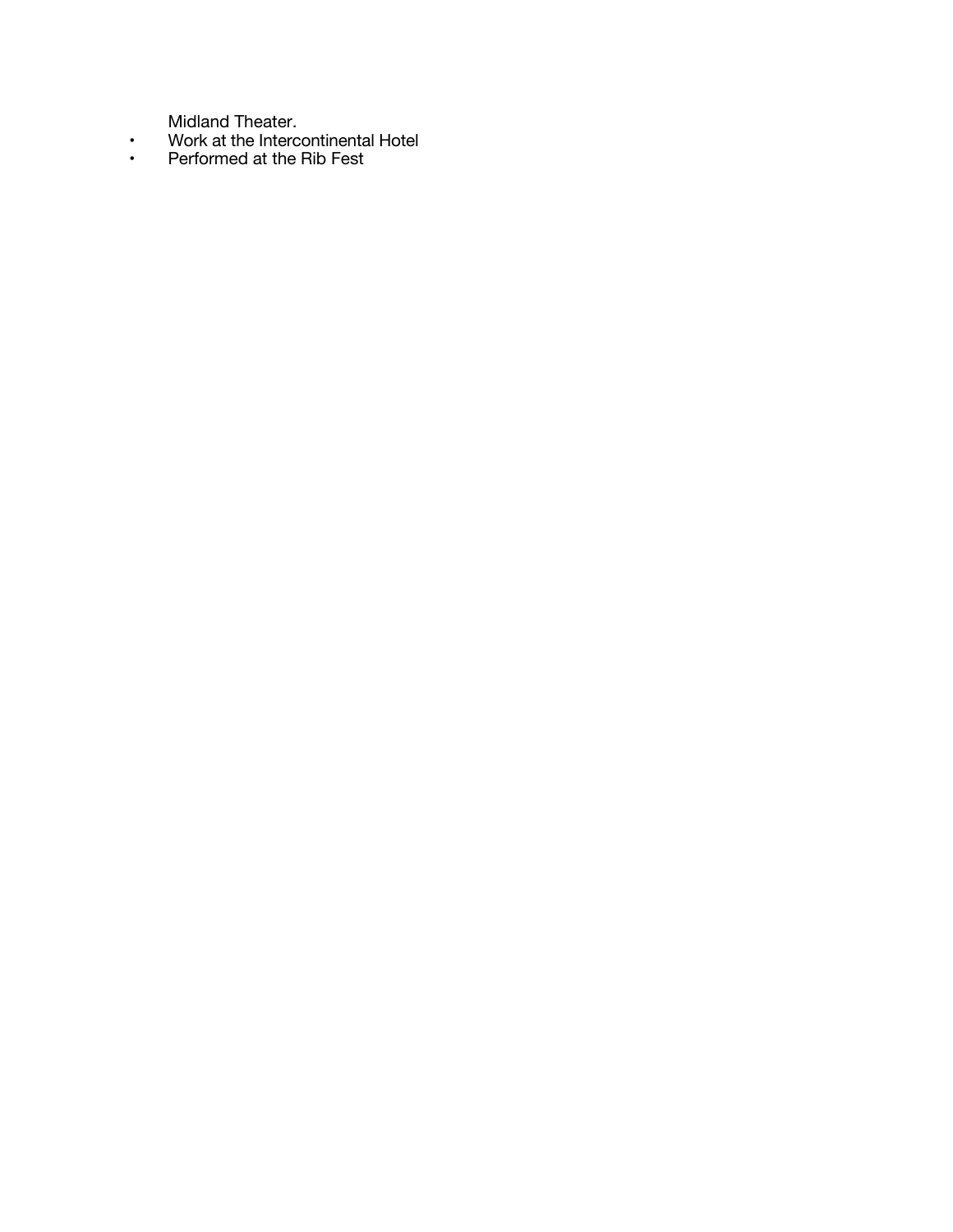Midland Theater.

- Work at the Intercontinental Hotel
- Performed at the Rib Fest